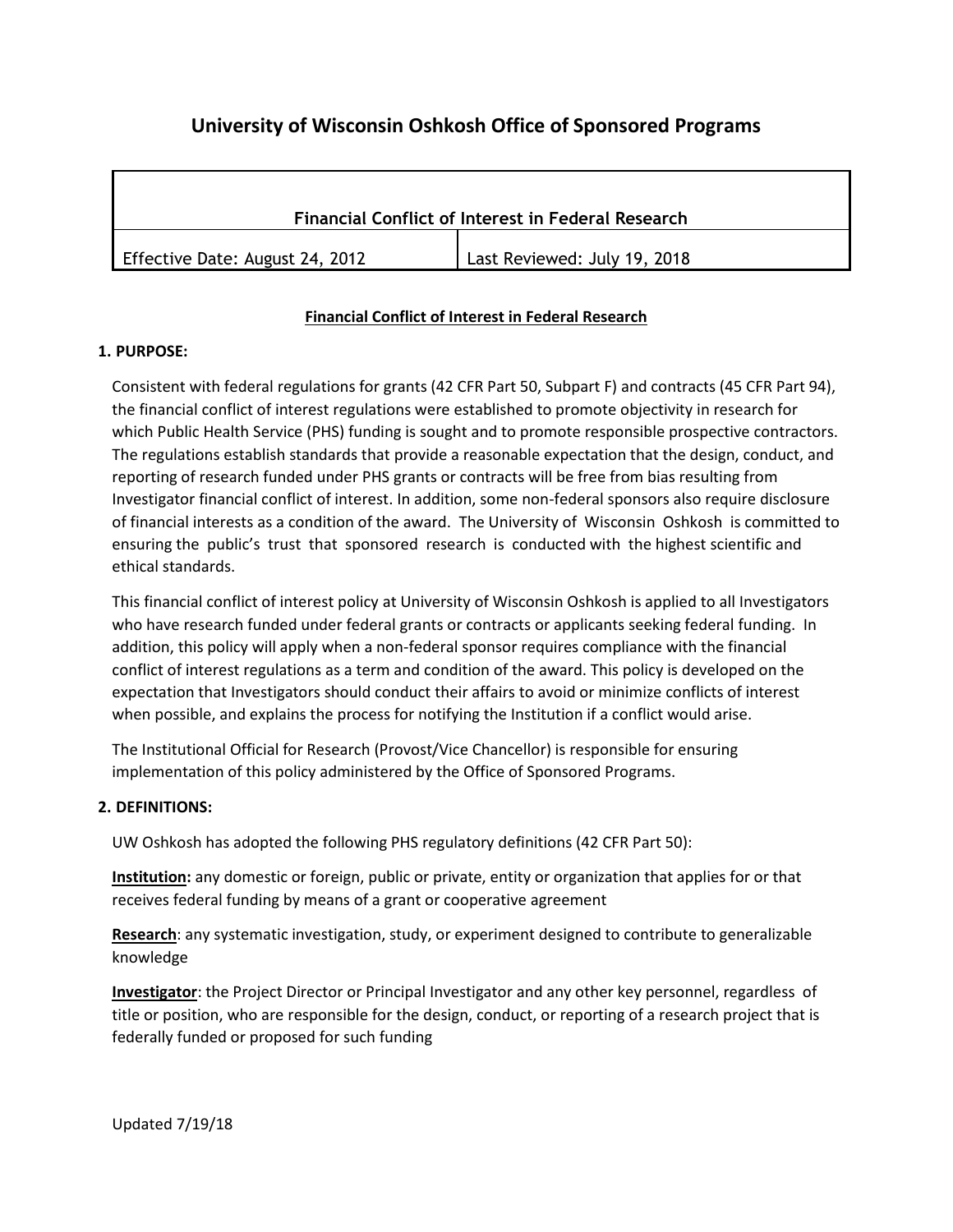# University of Wisconsin Oshkosh Office of Sponsored Programs

| Financial Conflict of Interest in Federal Research | |
|---|---|
| Effective Date: August 24, 2012 | Last Reviewed: July 19, 2018 |

## Financial Conflict of Interest in Federal Research

### 1. PURPOSE:

Consistent with federal regulations for grants (42 CFR Part 50, Subpart F) and contracts (45 CFR Part 94), the financial conflict of interest regulations were established to promote objectivity in research for which Public Health Service (PHS) funding is sought and to promote responsible prospective contractors. The regulations establish standards that provide a reasonable expectation that the design, conduct, and reporting of research funded under PHS grants or contracts will be free from bias resulting from Investigator financial conflict of interest. In addition, some non-federal sponsors also require disclosure of financial interests as a condition of the award. The University of Wisconsin Oshkosh is committed to ensuring the public's trust that sponsored research is conducted with the highest scientific and ethical standards.

This financial conflict of interest policy at University of Wisconsin Oshkosh is applied to all Investigators who have research funded under federal grants or contracts or applicants seeking federal funding. In addition, this policy will apply when a non-federal sponsor requires compliance with the financial conflict of interest regulations as a term and condition of the award. This policy is developed on the expectation that Investigators should conduct their affairs to avoid or minimize conflicts of interest when possible, and explains the process for notifying the Institution if a conflict would arise.

The Institutional Official for Research (Provost/Vice Chancellor) is responsible for ensuring implementation of this policy administered by the Office of Sponsored Programs.

### 2. DEFINITIONS:

UW Oshkosh has adopted the following PHS regulatory definitions (42 CFR Part 50):

**Institution:** any domestic or foreign, public or private, entity or organization that applies for or that receives federal funding by means of a grant or cooperative agreement

**Research**: any systematic investigation, study, or experiment designed to contribute to generalizable knowledge

**Investigator**: the Project Director or Principal Investigator and any other key personnel, regardless of title or position, who are responsible for the design, conduct, or reporting of a research project that is federally funded or proposed for such funding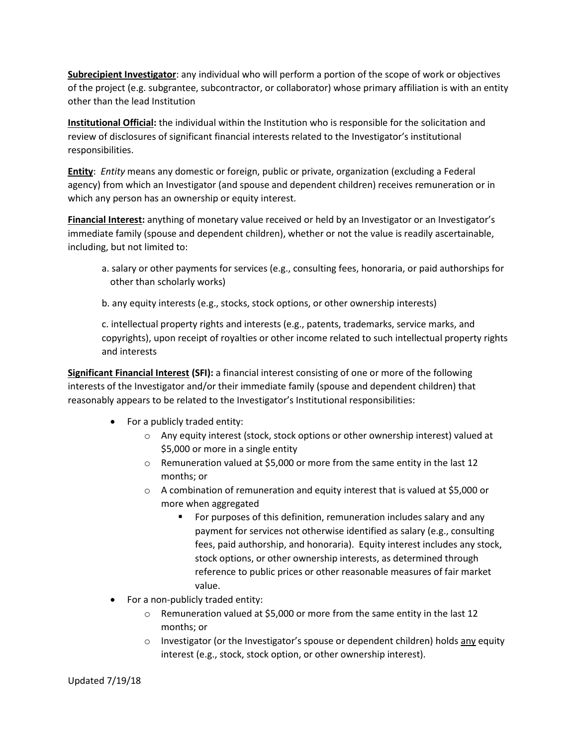**Subrecipient Investigator**: any individual who will perform a portion of the scope of work or objectives of the project (e.g. subgrantee, subcontractor, or collaborator) whose primary affiliation is with an entity other than the lead Institution

**Institutional Official:** the individual within the Institution who is responsible for the solicitation and review of disclosures of significant financial interests related to the Investigator's institutional responsibilities.

**Entity**: *Entity* means any domestic or foreign, public or private, organization (excluding a Federal agency) from which an Investigator (and spouse and dependent children) receives remuneration or in which any person has an ownership or equity interest.

**Financial Interest:** anything of monetary value received or held by an Investigator or an Investigator's immediate family (spouse and dependent children), whether or not the value is readily ascertainable, including, but not limited to:

a. salary or other payments for services (e.g., consulting fees, honoraria, or paid authorships for other than scholarly works)

b. any equity interests (e.g., stocks, stock options, or other ownership interests)

c. intellectual property rights and interests (e.g., patents, trademarks, service marks, and copyrights), upon receipt of royalties or other income related to such intellectual property rights and interests

**Significant Financial Interest (SFI):** a financial interest consisting of one or more of the following interests of the Investigator and/or their immediate family (spouse and dependent children) that reasonably appears to be related to the Investigator's Institutional responsibilities:

- For a publicly traded entity:
  - Any equity interest (stock, stock options or other ownership interest) valued at $5,000 or more in a single entity
  - Remuneration valued at $5,000 or more from the same entity in the last 12 months; or
  - A combination of remuneration and equity interest that is valued at $5,000 or more when aggregated
    - For purposes of this definition, remuneration includes salary and any payment for services not otherwise identified as salary (e.g., consulting fees, paid authorship, and honoraria). Equity interest includes any stock, stock options, or other ownership interests, as determined through reference to public prices or other reasonable measures of fair market value.
- For a non-publicly traded entity:
  - Remuneration valued at $5,000 or more from the same entity in the last 12 months; or
  - Investigator (or the Investigator's spouse or dependent children) holds <u>any</u> equity interest (e.g., stock, stock option, or other ownership interest).

Updated 7/19/18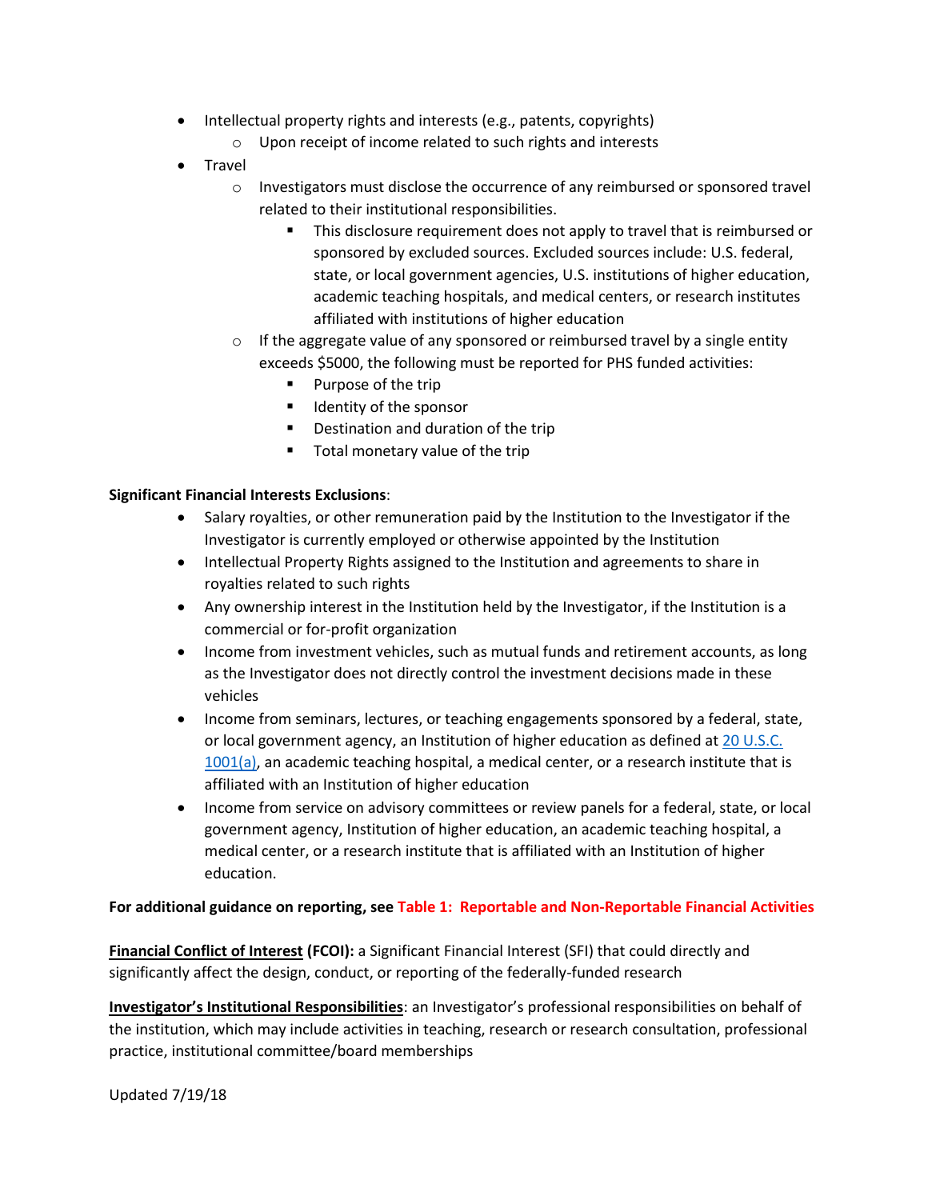- Intellectual property rights and interests (e.g., patents, copyrights)
    - Upon receipt of income related to such rights and interests
- Travel
    - Investigators must disclose the occurrence of any reimbursed or sponsored travel related to their institutional responsibilities.
        - This disclosure requirement does not apply to travel that is reimbursed or sponsored by excluded sources. Excluded sources include: U.S. federal, state, or local government agencies, U.S. institutions of higher education, academic teaching hospitals, and medical centers, or research institutes affiliated with institutions of higher education
    - If the aggregate value of any sponsored or reimbursed travel by a single entity exceeds $5000, the following must be reported for PHS funded activities:
        - Purpose of the trip
        - Identity of the sponsor
        - Destination and duration of the trip
        - Total monetary value of the trip

**Significant Financial Interests Exclusions**:

- Salary royalties, or other remuneration paid by the Institution to the Investigator if the Investigator is currently employed or otherwise appointed by the Institution
- Intellectual Property Rights assigned to the Institution and agreements to share in royalties related to such rights
- Any ownership interest in the Institution held by the Investigator, if the Institution is a commercial or for-profit organization
- Income from investment vehicles, such as mutual funds and retirement accounts, as long as the Investigator does not directly control the investment decisions made in these vehicles
- Income from seminars, lectures, or teaching engagements sponsored by a federal, state, or local government agency, an Institution of higher education as defined at [20 U.S.C. 1001(a)](), an academic teaching hospital, a medical center, or a research institute that is affiliated with an Institution of higher education
- Income from service on advisory committees or review panels for a federal, state, or local government agency, Institution of higher education, an academic teaching hospital, a medical center, or a research institute that is affiliated with an Institution of higher education.

**For additional guidance on reporting, see Table 1: Reportable and Non-Reportable Financial Activities**

**Financial Conflict of Interest (FCOI):** a Significant Financial Interest (SFI) that could directly and significantly affect the design, conduct, or reporting of the federally-funded research

**Investigator's Institutional Responsibilities**: an Investigator's professional responsibilities on behalf of the institution, which may include activities in teaching, research or research consultation, professional practice, institutional committee/board memberships

Updated 7/19/18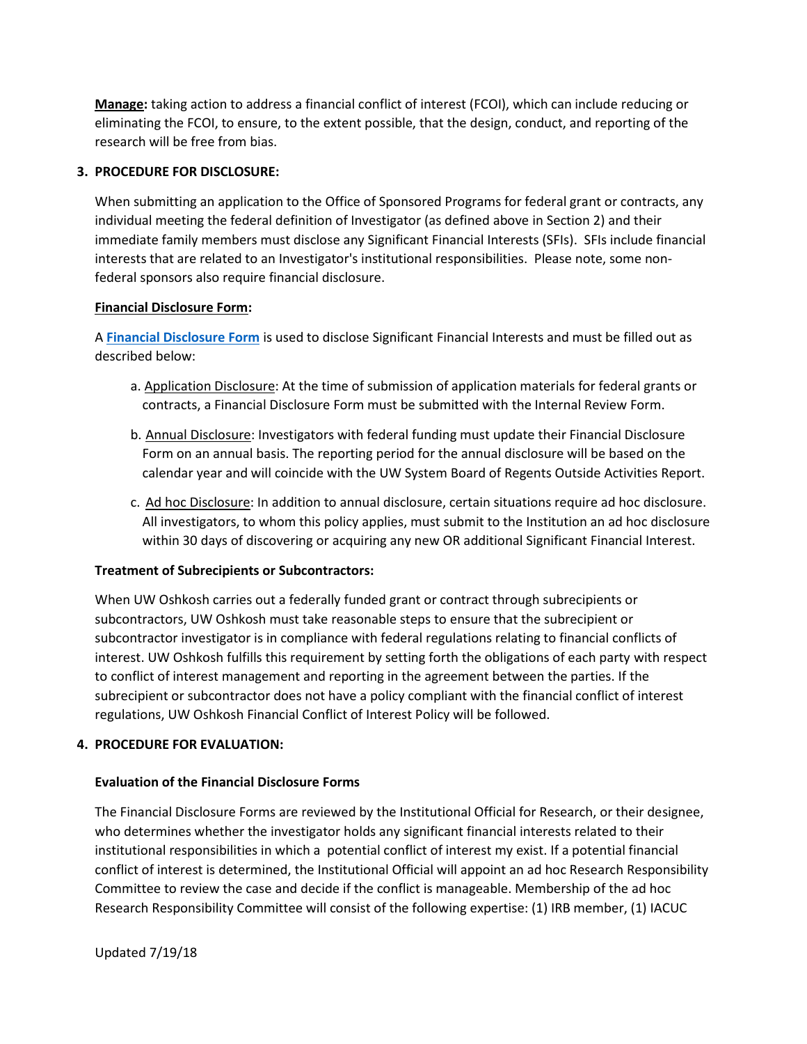**Manage:** taking action to address a financial conflict of interest (FCOI), which can include reducing or eliminating the FCOI, to ensure, to the extent possible, that the design, conduct, and reporting of the research will be free from bias.

## 3. PROCEDURE FOR DISCLOSURE:

When submitting an application to the Office of Sponsored Programs for federal grant or contracts, any individual meeting the federal definition of Investigator (as defined above in Section 2) and their immediate family members must disclose any Significant Financial Interests (SFIs). SFIs include financial interests that are related to an Investigator's institutional responsibilities. Please note, some non-federal sponsors also require financial disclosure.

**Financial Disclosure Form:**

A **Financial Disclosure Form** is used to disclose Significant Financial Interests and must be filled out as described below:

a. Application Disclosure: At the time of submission of application materials for federal grants or contracts, a Financial Disclosure Form must be submitted with the Internal Review Form.

b. Annual Disclosure: Investigators with federal funding must update their Financial Disclosure Form on an annual basis. The reporting period for the annual disclosure will be based on the calendar year and will coincide with the UW System Board of Regents Outside Activities Report.

c. Ad hoc Disclosure: In addition to annual disclosure, certain situations require ad hoc disclosure. All investigators, to whom this policy applies, must submit to the Institution an ad hoc disclosure within 30 days of discovering or acquiring any new OR additional Significant Financial Interest.

**Treatment of Subrecipients or Subcontractors:**

When UW Oshkosh carries out a federally funded grant or contract through subrecipients or subcontractors, UW Oshkosh must take reasonable steps to ensure that the subrecipient or subcontractor investigator is in compliance with federal regulations relating to financial conflicts of interest. UW Oshkosh fulfills this requirement by setting forth the obligations of each party with respect to conflict of interest management and reporting in the agreement between the parties. If the subrecipient or subcontractor does not have a policy compliant with the financial conflict of interest regulations, UW Oshkosh Financial Conflict of Interest Policy will be followed.

## 4. PROCEDURE FOR EVALUATION:

**Evaluation of the Financial Disclosure Forms**

The Financial Disclosure Forms are reviewed by the Institutional Official for Research, or their designee, who determines whether the investigator holds any significant financial interests related to their institutional responsibilities in which a potential conflict of interest my exist. If a potential financial conflict of interest is determined, the Institutional Official will appoint an ad hoc Research Responsibility Committee to review the case and decide if the conflict is manageable. Membership of the ad hoc Research Responsibility Committee will consist of the following expertise: (1) IRB member, (1) IACUC

Updated 7/19/18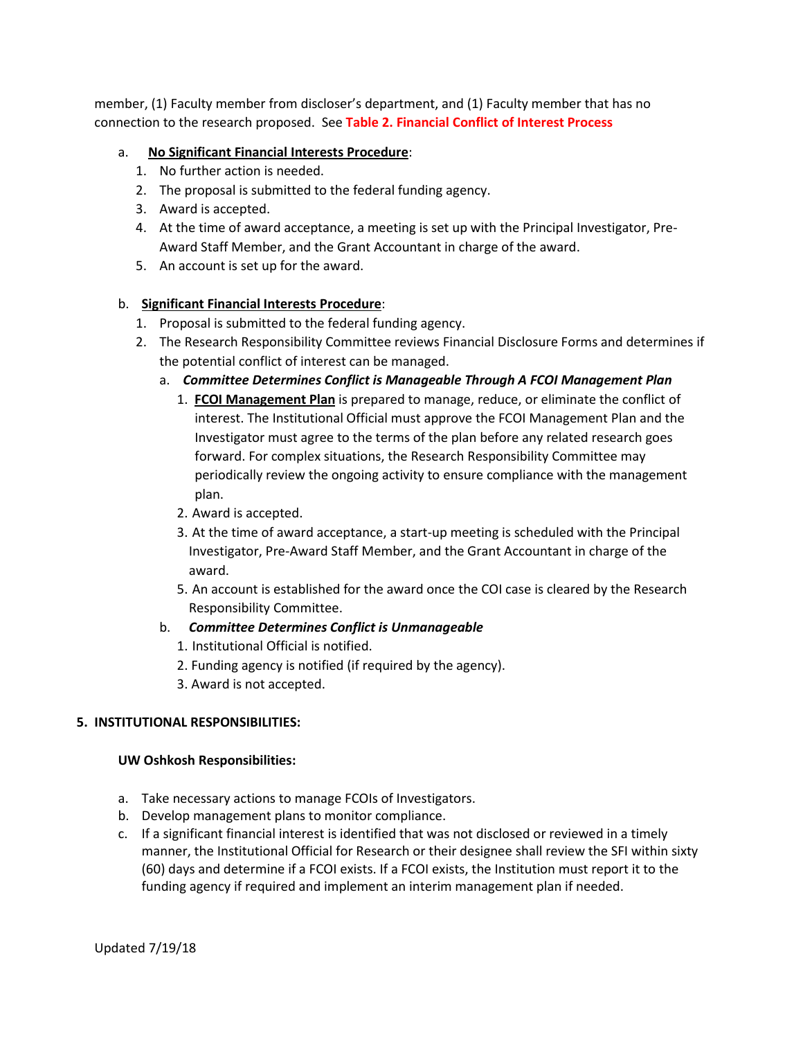member, (1) Faculty member from discloser's department, and (1) Faculty member that has no connection to the research proposed. See **Table 2. Financial Conflict of Interest Process**

a. **No Significant Financial Interests Procedure**:
   1. No further action is needed.
   2. The proposal is submitted to the federal funding agency.
   3. Award is accepted.
   4. At the time of award acceptance, a meeting is set up with the Principal Investigator, Pre-Award Staff Member, and the Grant Accountant in charge of the award.
   5. An account is set up for the award.

b. **Significant Financial Interests Procedure**:
   1. Proposal is submitted to the federal funding agency.
   2. The Research Responsibility Committee reviews Financial Disclosure Forms and determines if the potential conflict of interest can be managed.
      a. ***Committee Determines Conflict is Manageable Through A FCOI Management Plan***
         1. **FCOI Management Plan** is prepared to manage, reduce, or eliminate the conflict of interest. The Institutional Official must approve the FCOI Management Plan and the Investigator must agree to the terms of the plan before any related research goes forward. For complex situations, the Research Responsibility Committee may periodically review the ongoing activity to ensure compliance with the management plan.
         2. Award is accepted.
         3. At the time of award acceptance, a start-up meeting is scheduled with the Principal Investigator, Pre-Award Staff Member, and the Grant Accountant in charge of the award.
         5. An account is established for the award once the COI case is cleared by the Research Responsibility Committee.
      b. ***Committee Determines Conflict is Unmanageable***
         1. Institutional Official is notified.
         2. Funding agency is notified (if required by the agency).
         3. Award is not accepted.

## 5. INSTITUTIONAL RESPONSIBILITIES:

### UW Oshkosh Responsibilities:

a. Take necessary actions to manage FCOIs of Investigators.
b. Develop management plans to monitor compliance.
c. If a significant financial interest is identified that was not disclosed or reviewed in a timely manner, the Institutional Official for Research or their designee shall review the SFI within sixty (60) days and determine if a FCOI exists. If a FCOI exists, the Institution must report it to the funding agency if required and implement an interim management plan if needed.

Updated 7/19/18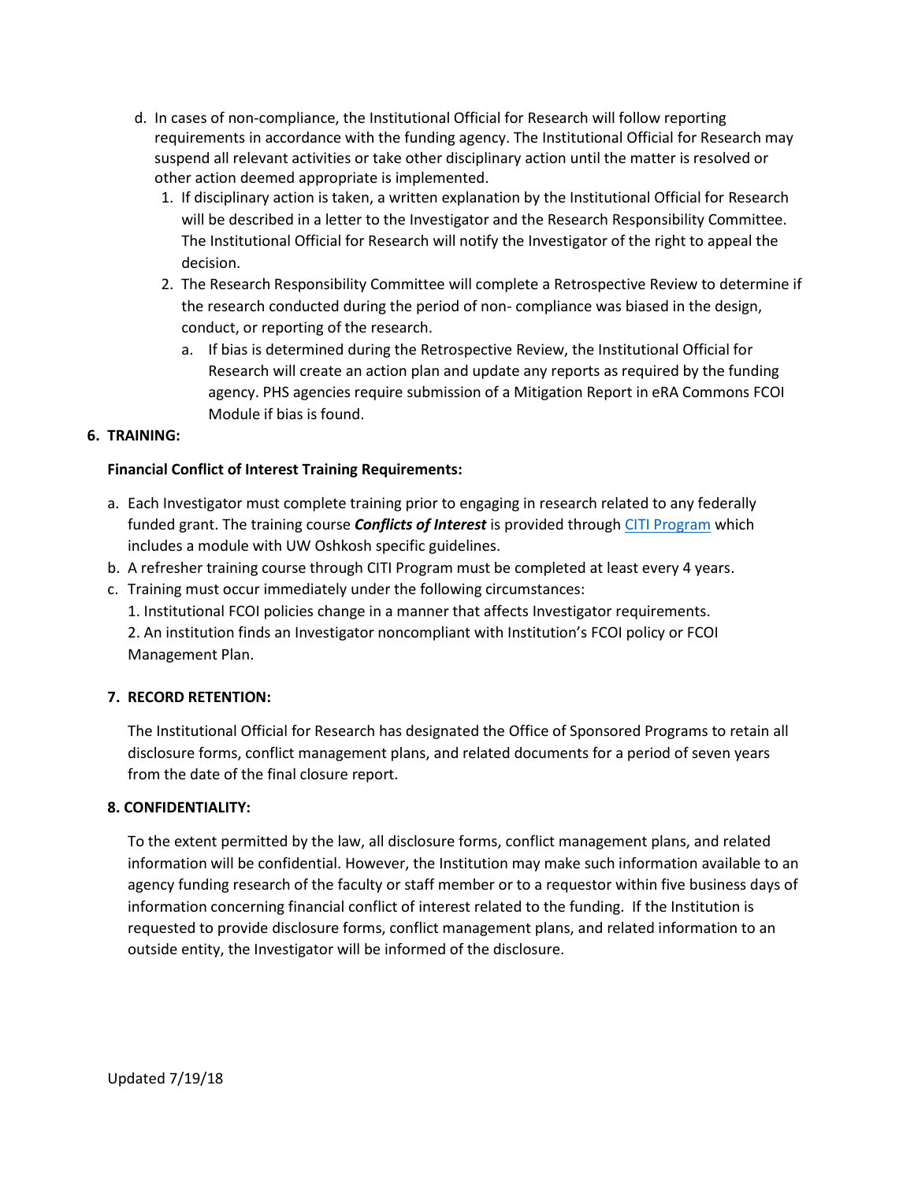d. In cases of non-compliance, the Institutional Official for Research will follow reporting requirements in accordance with the funding agency. The Institutional Official for Research may suspend all relevant activities or take other disciplinary action until the matter is resolved or other action deemed appropriate is implemented.
   1. If disciplinary action is taken, a written explanation by the Institutional Official for Research will be described in a letter to the Investigator and the Research Responsibility Committee. The Institutional Official for Research will notify the Investigator of the right to appeal the decision.
   2. The Research Responsibility Committee will complete a Retrospective Review to determine if the research conducted during the period of non- compliance was biased in the design, conduct, or reporting of the research.
      a. If bias is determined during the Retrospective Review, the Institutional Official for Research will create an action plan and update any reports as required by the funding agency. PHS agencies require submission of a Mitigation Report in eRA Commons FCOI Module if bias is found.

**6. TRAINING:**

**Financial Conflict of Interest Training Requirements:**

a. Each Investigator must complete training prior to engaging in research related to any federally funded grant. The training course ***Conflicts of Interest*** is provided through CITI Program which includes a module with UW Oshkosh specific guidelines.
b. A refresher training course through CITI Program must be completed at least every 4 years.
c. Training must occur immediately under the following circumstances:
   1. Institutional FCOI policies change in a manner that affects Investigator requirements.
   2. An institution finds an Investigator noncompliant with Institution's FCOI policy or FCOI Management Plan.

**7. RECORD RETENTION:**

The Institutional Official for Research has designated the Office of Sponsored Programs to retain all disclosure forms, conflict management plans, and related documents for a period of seven years from the date of the final closure report.

**8. CONFIDENTIALITY:**

To the extent permitted by the law, all disclosure forms, conflict management plans, and related information will be confidential. However, the Institution may make such information available to an agency funding research of the faculty or staff member or to a requestor within five business days of information concerning financial conflict of interest related to the funding. If the Institution is requested to provide disclosure forms, conflict management plans, and related information to an outside entity, the Investigator will be informed of the disclosure.

Updated 7/19/18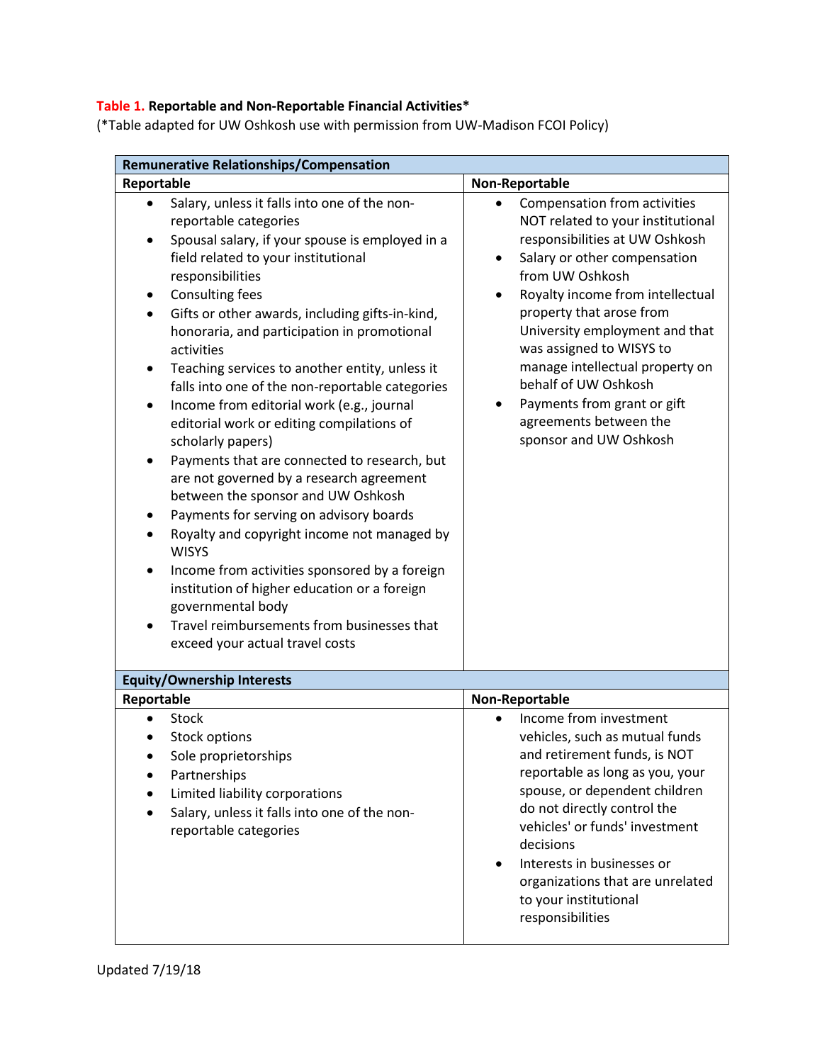**Table 1. Reportable and Non-Reportable Financial Activities***

(*Table adapted for UW Oshkosh use with permission from UW-Madison FCOI Policy)

| **Remunerative Relationships/Compensation** | |
|---|---|
| **Reportable** | **Non-Reportable** |
| • Salary, unless it falls into one of the non-reportable categories<br>• Spousal salary, if your spouse is employed in a field related to your institutional responsibilities<br>• Consulting fees<br>• Gifts or other awards, including gifts-in-kind, honoraria, and participation in promotional activities<br>• Teaching services to another entity, unless it falls into one of the non-reportable categories<br>• Income from editorial work (e.g., journal editorial work or editing compilations of scholarly papers)<br>• Payments that are connected to research, but are not governed by a research agreement between the sponsor and UW Oshkosh<br>• Payments for serving on advisory boards<br>• Royalty and copyright income not managed by WISYS<br>• Income from activities sponsored by a foreign institution of higher education or a foreign governmental body<br>• Travel reimbursements from businesses that exceed your actual travel costs | • Compensation from activities NOT related to your institutional responsibilities at UW Oshkosh<br>• Salary or other compensation from UW Oshkosh<br>• Royalty income from intellectual property that arose from University employment and that was assigned to WISYS to manage intellectual property on behalf of UW Oshkosh<br>• Payments from grant or gift agreements between the sponsor and UW Oshkosh |
| **Equity/Ownership Interests** | |
| **Reportable** | **Non-Reportable** |
| • Stock<br>• Stock options<br>• Sole proprietorships<br>• Partnerships<br>• Limited liability corporations<br>• Salary, unless it falls into one of the non-reportable categories | • Income from investment vehicles, such as mutual funds and retirement funds, is NOT reportable as long as you, your spouse, or dependent children do not directly control the vehicles' or funds' investment decisions<br>• Interests in businesses or organizations that are unrelated to your institutional responsibilities |

Updated 7/19/18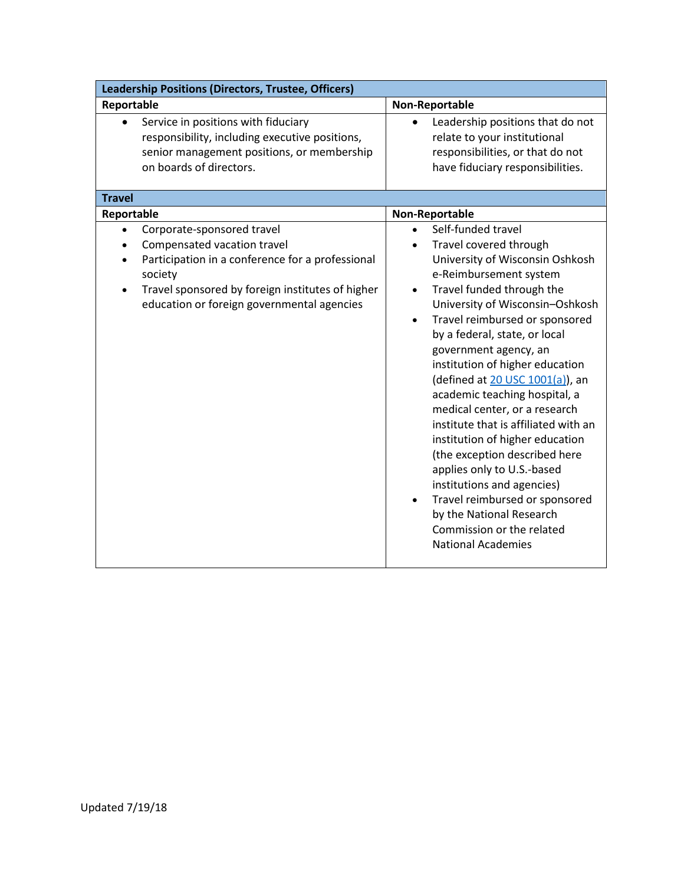| Leadership Positions (Directors, Trustee, Officers) | |
|---|---|
| **Reportable** | **Non-Reportable** |
| • Service in positions with fiduciary responsibility, including executive positions, senior management positions, or membership on boards of directors. | • Leadership positions that do not relate to your institutional responsibilities, or that do not have fiduciary responsibilities. |

| Travel | |
|---|---|
| **Reportable** | **Non-Reportable** |
| • Corporate-sponsored travel<br>• Compensated vacation travel<br>• Participation in a conference for a professional society<br>• Travel sponsored by foreign institutes of higher education or foreign governmental agencies | • Self-funded travel<br>• Travel covered through University of Wisconsin Oshkosh e-Reimbursement system<br>• Travel funded through the University of Wisconsin–Oshkosh<br>• Travel reimbursed or sponsored by a federal, state, or local government agency, an institution of higher education (defined at [20 USC 1001(a)](20 USC 1001(a))), an academic teaching hospital, a medical center, or a research institute that is affiliated with an institution of higher education (the exception described here applies only to U.S.-based institutions and agencies)<br>• Travel reimbursed or sponsored by the National Research Commission or the related National Academies |

Updated 7/19/18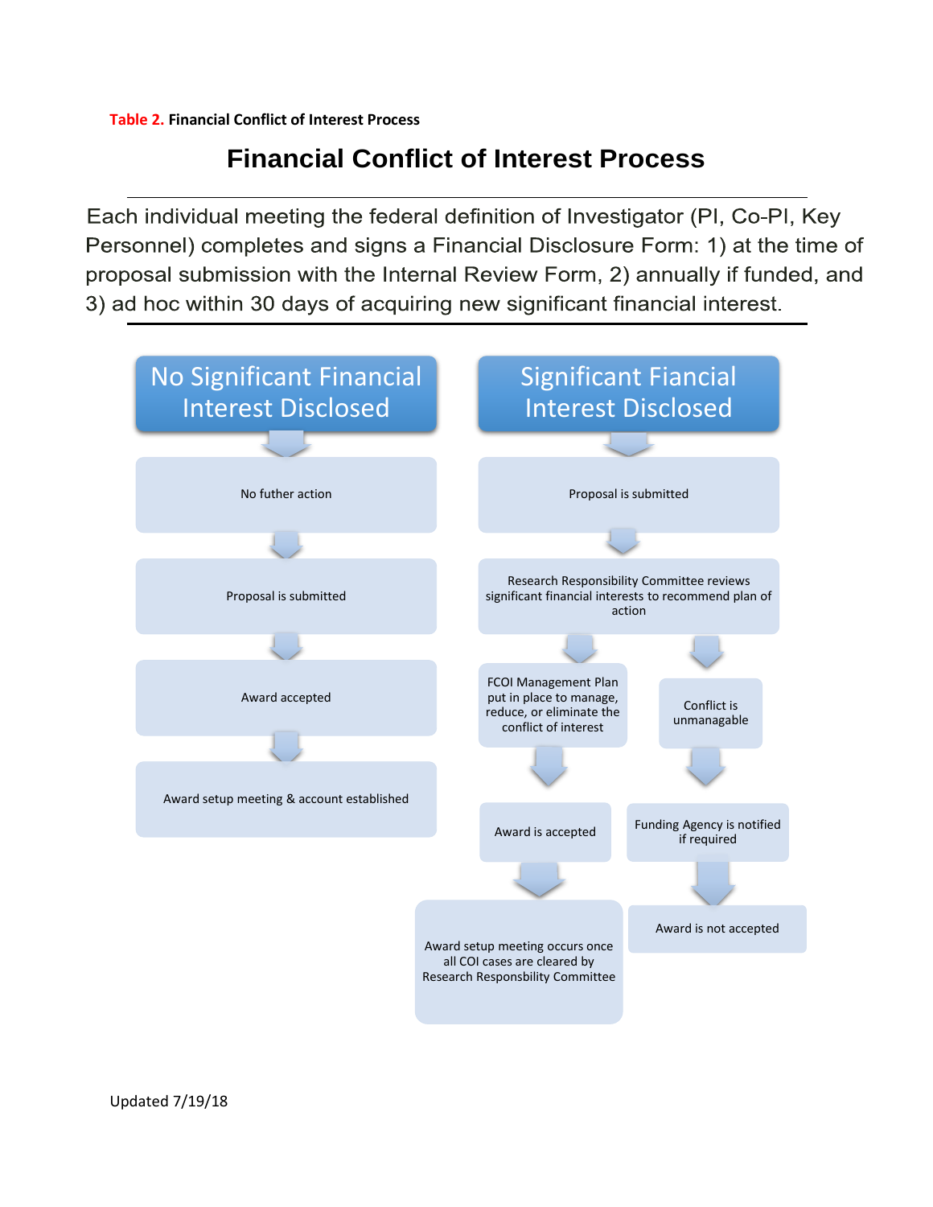**Table 2. Financial Conflict of Interest Process**

# Financial Conflict of Interest Process

Each individual meeting the federal definition of Investigator (PI, Co-PI, Key Personnel) completes and signs a Financial Disclosure Form: 1) at the time of proposal submission with the Internal Review Form, 2) annually if funded, and 3) ad hoc within 30 days of acquiring new significant financial interest.

## No Significant Financial Interest Disclosed

No futher action

Proposal is submitted

Award accepted

Award setup meeting & account established

## Significant Fiancial Interest Disclosed

Proposal is submitted

Research Responsibility Committee reviews significant financial interests to recommend plan of action

FCOI Management Plan put in place to manage, reduce, or eliminate the conflict of interest

Award is accepted

Award setup meeting occurs once all COI cases are cleared by Research Responsbility Committee

Conflict is unmanagable

Funding Agency is notified if required

Award is not accepted

Updated 7/19/18